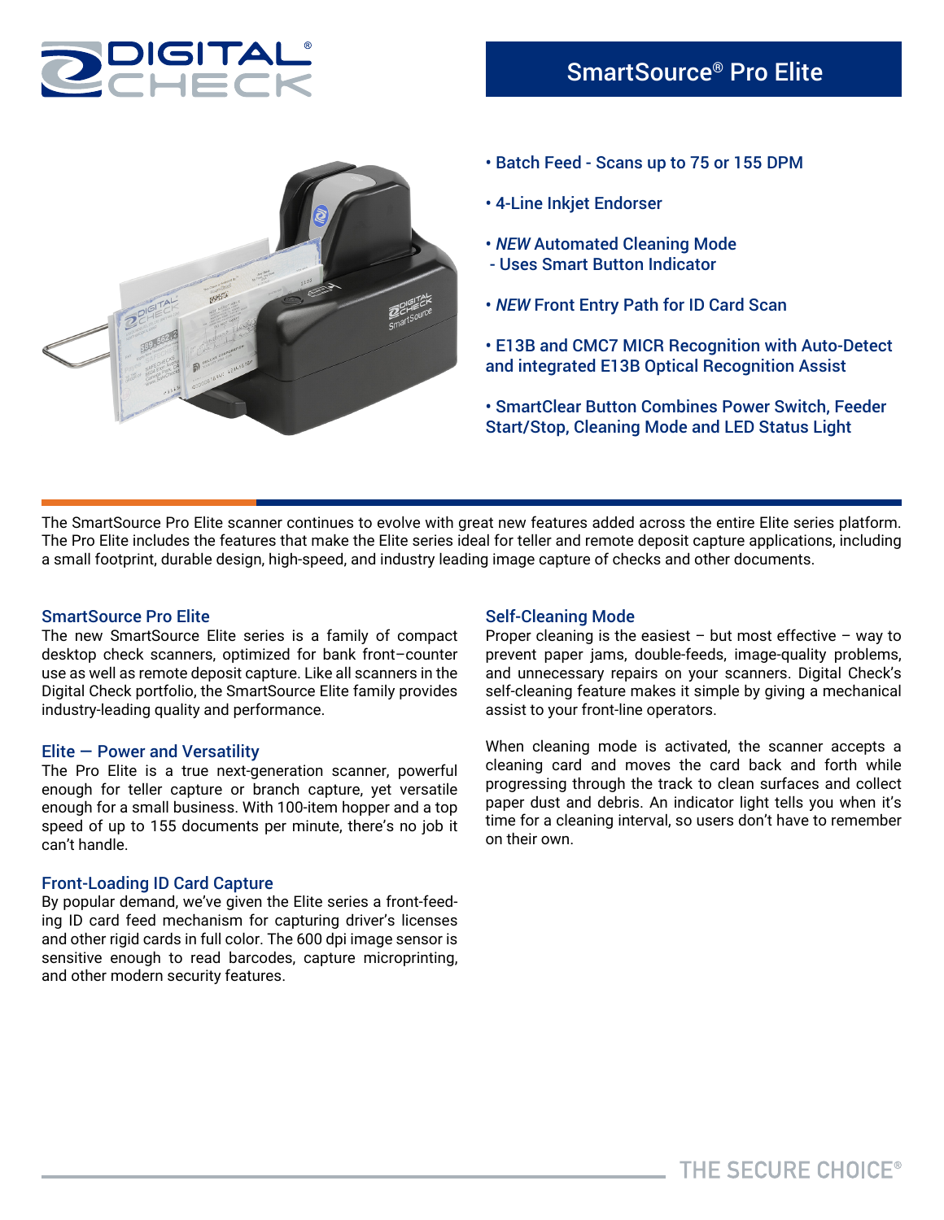# SmartSource® Pro Elite

- Batch Feed - Scans up to 75 or 155 DPM
- 4-Line Inkjet Endorser
- *NEW* Automated Cleaning Mode
  - Uses Smart Button Indicator
- *NEW* Front Entry Path for ID Card Scan
- E13B and CMC7 MICR Recognition with Auto-Detect and integrated E13B Optical Recognition Assist
- SmartClear Button Combines Power Switch, Feeder Start/Stop, Cleaning Mode and LED Status Light

The SmartSource Pro Elite scanner continues to evolve with great new features added across the entire Elite series platform. The Pro Elite includes the features that make the Elite series ideal for teller and remote deposit capture applications, including a small footprint, durable design, high-speed, and industry leading image capture of checks and other documents.

## SmartSource Pro Elite

The new SmartSource Elite series is a family of compact desktop check scanners, optimized for bank front–counter use as well as remote deposit capture. Like all scanners in the Digital Check portfolio, the SmartSource Elite family provides industry-leading quality and performance.

## Elite — Power and Versatility

The Pro Elite is a true next-generation scanner, powerful enough for teller capture or branch capture, yet versatile enough for a small business. With 100-item hopper and a top speed of up to 155 documents per minute, there's no job it can't handle.

## Front-Loading ID Card Capture

By popular demand, we've given the Elite series a front-feeding ID card feed mechanism for capturing driver's licenses and other rigid cards in full color. The 600 dpi image sensor is sensitive enough to read barcodes, capture microprinting, and other modern security features.

## Self-Cleaning Mode

Proper cleaning is the easiest – but most effective – way to prevent paper jams, double-feeds, image-quality problems, and unnecessary repairs on your scanners. Digital Check's self-cleaning feature makes it simple by giving a mechanical assist to your front-line operators.

When cleaning mode is activated, the scanner accepts a cleaning card and moves the card back and forth while progressing through the track to clean surfaces and collect paper dust and debris. An indicator light tells you when it's time for a cleaning interval, so users don't have to remember on their own.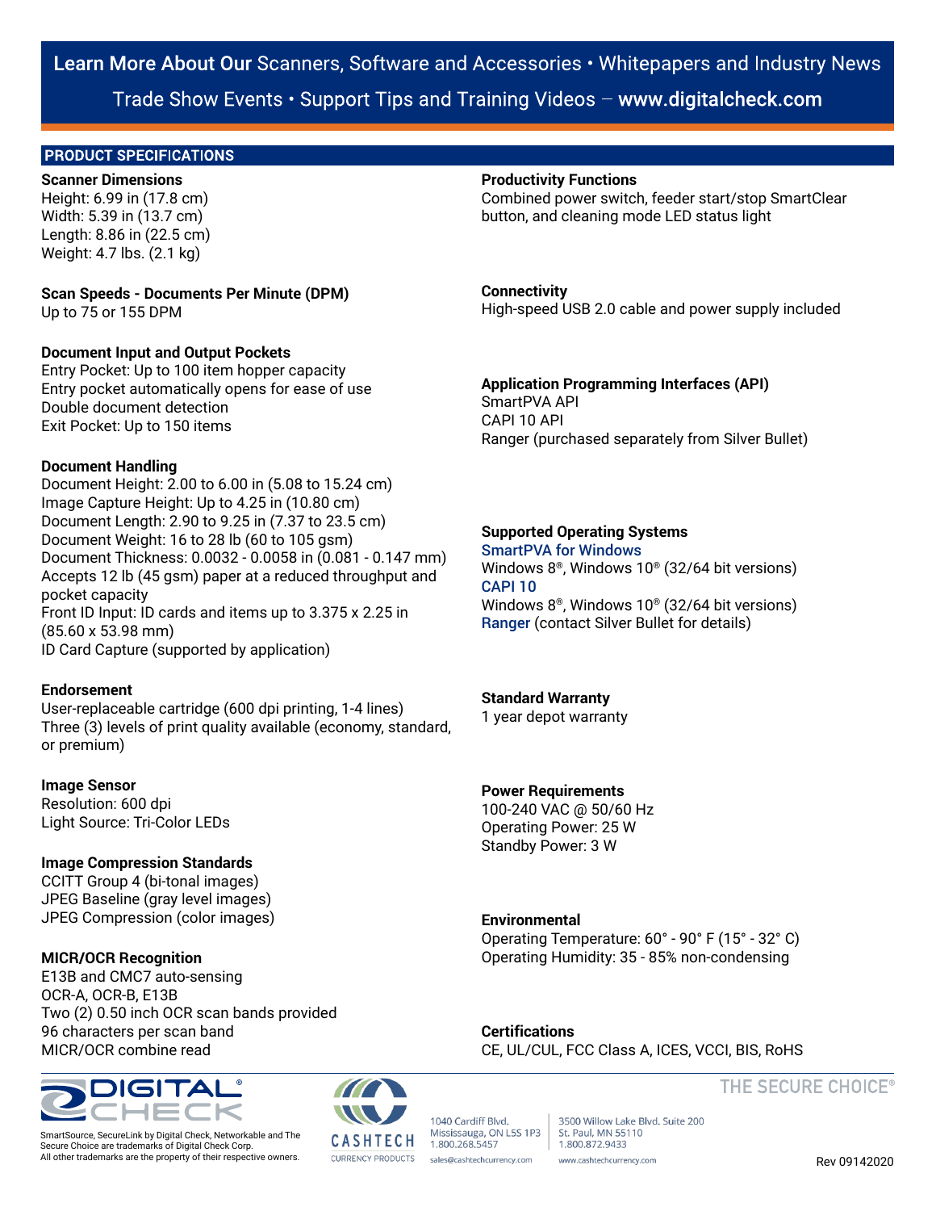**Learn More About Our** Scanners, Software and Accessories • Whitepapers and Industry News
Trade Show Events • Support Tips and Training Videos – **www.digitalcheck.com**

## PRODUCT SPECIFICATIONS

**Scanner Dimensions**
Height: 6.99 in (17.8 cm)
Width: 5.39 in (13.7 cm)
Length: 8.86 in (22.5 cm)
Weight: 4.7 lbs. (2.1 kg)

**Scan Speeds - Documents Per Minute (DPM)**
Up to 75 or 155 DPM

**Document Input and Output Pockets**
Entry Pocket: Up to 100 item hopper capacity
Entry pocket automatically opens for ease of use
Double document detection
Exit Pocket: Up to 150 items

**Document Handling**
Document Height: 2.00 to 6.00 in (5.08 to 15.24 cm)
Image Capture Height: Up to 4.25 in (10.80 cm)
Document Length: 2.90 to 9.25 in (7.37 to 23.5 cm)
Document Weight: 16 to 28 lb (60 to 105 gsm)
Document Thickness: 0.0032 - 0.0058 in (0.081 - 0.147 mm)
Accepts 12 lb (45 gsm) paper at a reduced throughput and pocket capacity
Front ID Input: ID cards and items up to 3.375 x 2.25 in (85.60 x 53.98 mm)
ID Card Capture (supported by application)

**Endorsement**
User-replaceable cartridge (600 dpi printing, 1-4 lines)
Three (3) levels of print quality available (economy, standard, or premium)

**Image Sensor**
Resolution: 600 dpi
Light Source: Tri-Color LEDs

**Image Compression Standards**
CCITT Group 4 (bi-tonal images)
JPEG Baseline (gray level images)
JPEG Compression (color images)

**MICR/OCR Recognition**
E13B and CMC7 auto-sensing
OCR-A, OCR-B, E13B
Two (2) 0.50 inch OCR scan bands provided
96 characters per scan band
MICR/OCR combine read

**Productivity Functions**
Combined power switch, feeder start/stop SmartClear button, and cleaning mode LED status light

**Connectivity**
High-speed USB 2.0 cable and power supply included

**Application Programming Interfaces (API)**
SmartPVA API
CAPI 10 API
Ranger (purchased separately from Silver Bullet)

**Supported Operating Systems**
SmartPVA for Windows
Windows 8®, Windows 10® (32/64 bit versions)
CAPI 10
Windows 8®, Windows 10® (32/64 bit versions)
Ranger (contact Silver Bullet for details)

**Standard Warranty**
1 year depot warranty

**Power Requirements**
100-240 VAC @ 50/60 Hz
Operating Power: 25 W
Standby Power: 3 W

**Environmental**
Operating Temperature: 60° - 90° F (15° - 32° C)
Operating Humidity: 35 - 85% non-condensing

**Certifications**
CE, UL/CUL, FCC Class A, ICES, VCCI, BIS, RoHS

DIGITAL CHECK®

SmartSource, SecureLink by Digital Check, Networkable and The Secure Choice are trademarks of Digital Check Corp.
All other trademarks are the property of their respective owners.

CASHTECH CURRENCY PRODUCTS

1040 Cardiff Blvd.
Mississauga, ON L5S 1P3
1.800.268.5457
sales@cashtechcurrency.com

3500 Willow Lake Blvd. Suite 200
St. Paul, MN 55110
1.800.872.9433
www.cashtechcurrency.com

THE SECURE CHOICE®

Rev 09142020